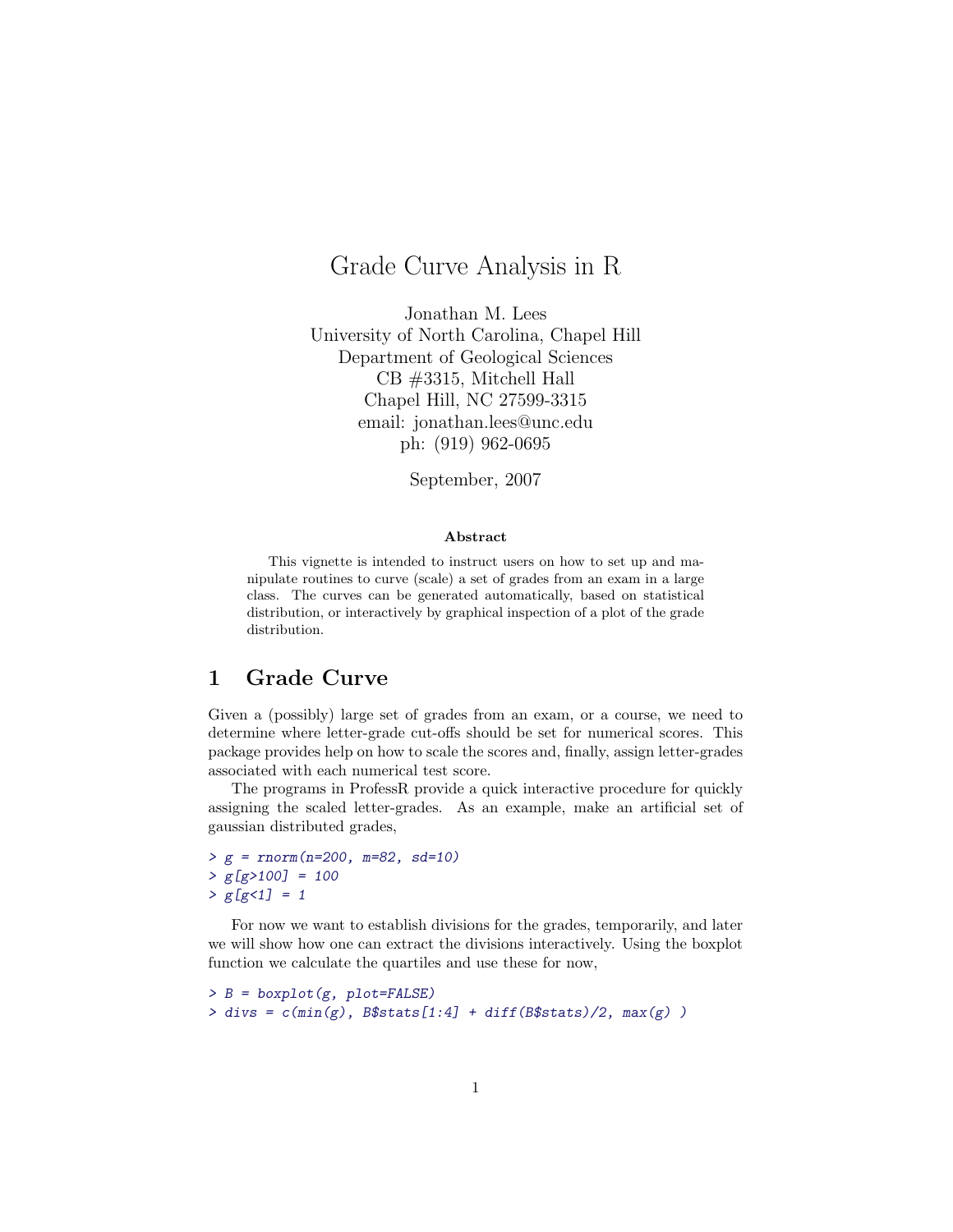# Grade Curve Analysis in R

Jonathan M. Lees
University of North Carolina, Chapel Hill
Department of Geological Sciences
CB #3315, Mitchell Hall
Chapel Hill, NC 27599-3315
email: jonathan.lees@unc.edu
ph: (919) 962-0695

September, 2007

**Abstract**

This vignette is intended to instruct users on how to set up and manipulate routines to curve (scale) a set of grades from an exam in a large class. The curves can be generated automatically, based on statistical distribution, or interactively by graphical inspection of a plot of the grade distribution.

## 1 Grade Curve

Given a (possibly) large set of grades from an exam, or a course, we need to determine where letter-grade cut-offs should be set for numerical scores. This package provides help on how to scale the scores and, finally, assign letter-grades associated with each numerical test score.

The programs in ProfessR provide a quick interactive procedure for quickly assigning the scaled letter-grades. As an example, make an artificial set of gaussian distributed grades,

```
> g = rnorm(n=200, m=82, sd=10)
> g[g>100] = 100
> g[g<1] = 1
```

For now we want to establish divisions for the grades, temporarily, and later we will show how one can extract the divisions interactively. Using the boxplot function we calculate the quartiles and use these for now,

```
> B = boxplot(g, plot=FALSE)
> divs = c(min(g), B$stats[1:4] + diff(B$stats)/2, max(g) )
```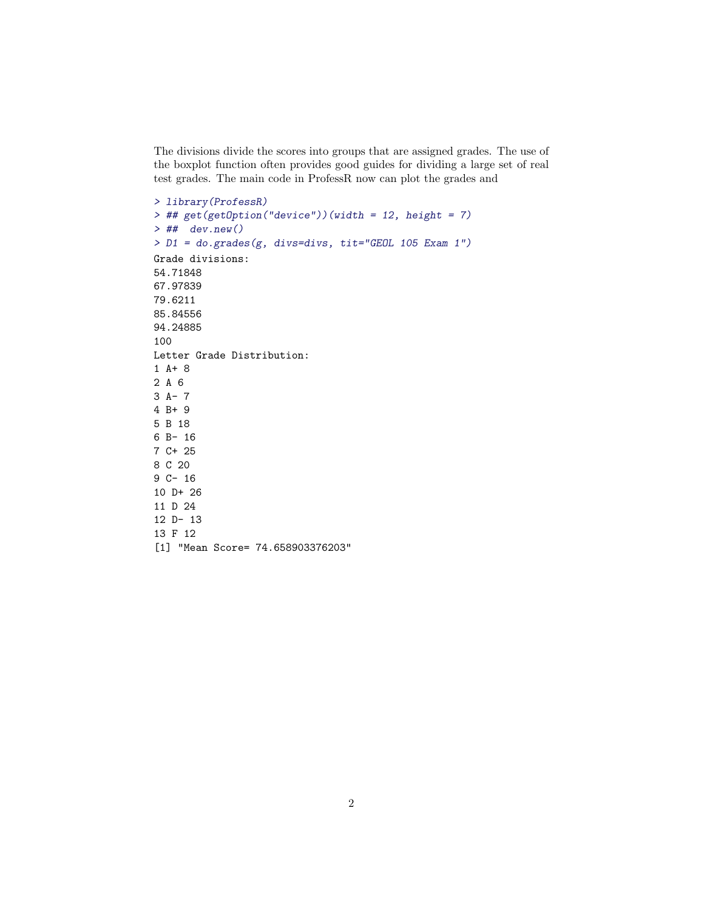The divisions divide the scores into groups that are assigned grades. The use of the boxplot function often provides good guides for dividing a large set of real test grades. The main code in ProfessR now can plot the grades and

```
> library(ProfessR)
> ## get(getOption("device"))(width = 12, height = 7)
> ##  dev.new()
> D1 = do.grades(g, divs=divs, tit="GEOL 105 Exam 1")
Grade divisions:
54.71848
67.97839
79.6211
85.84556
94.24885
100
Letter Grade Distribution:
1 A+ 8
2 A 6
3 A- 7
4 B+ 9
5 B 18
6 B- 16
7 C+ 25
8 C 20
9 C- 16
10 D+ 26
11 D 24
12 D- 13
13 F 12
[1] "Mean Score= 74.658903376203"
```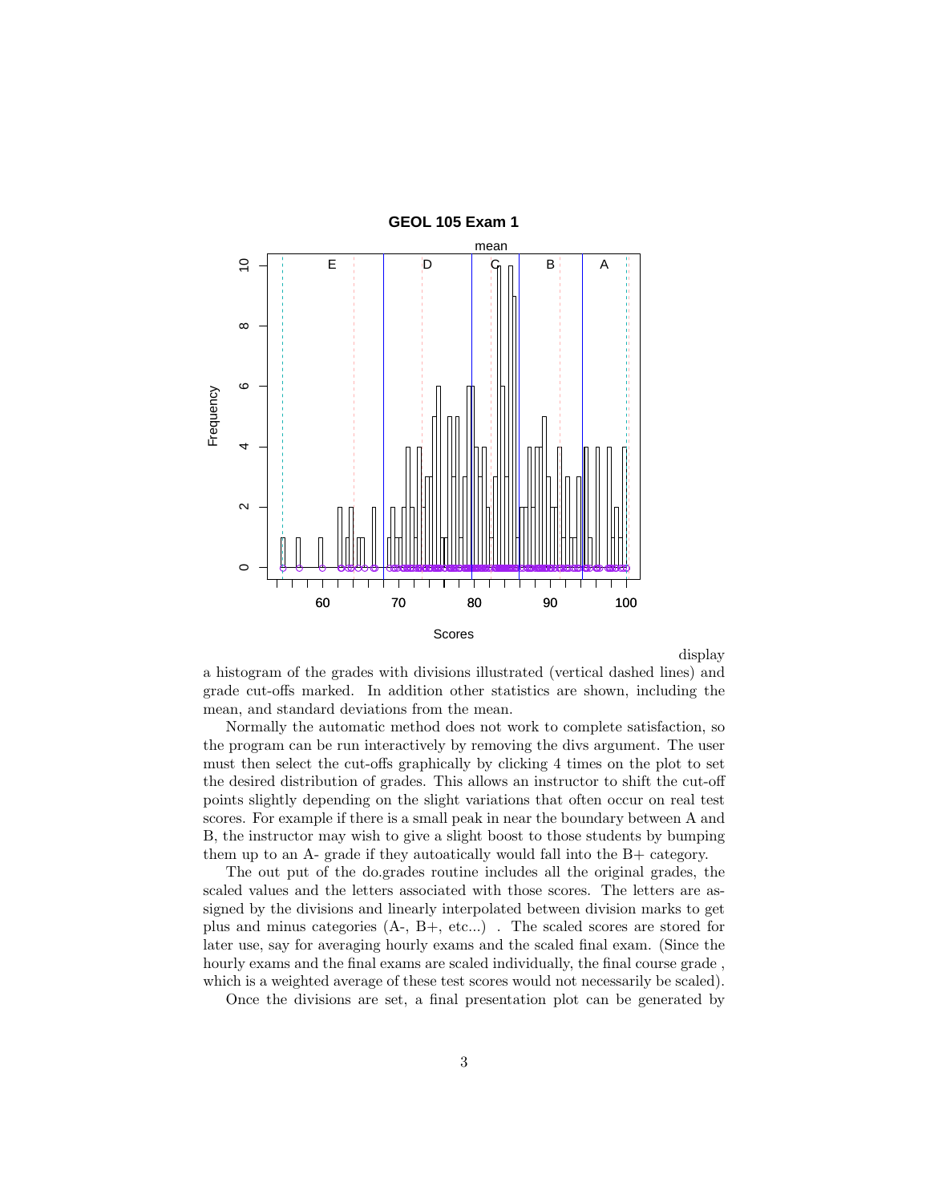display a histogram of the grades with divisions illustrated (vertical dashed lines) and grade cut-offs marked. In addition other statistics are shown, including the mean, and standard deviations from the mean.

Normally the automatic method does not work to complete satisfaction, so the program can be run interactively by removing the divs argument. The user must then select the cut-offs graphically by clicking 4 times on the plot to set the desired distribution of grades. This allows an instructor to shift the cut-off points slightly depending on the slight variations that often occur on real test scores. For example if there is a small peak in near the boundary between A and B, the instructor may wish to give a slight boost to those students by bumping them up to an A- grade if they autoatically would fall into the B+ category.

The out put of the do.grades routine includes all the original grades, the scaled values and the letters associated with those scores. The letters are assigned by the divisions and linearly interpolated between division marks to get plus and minus categories (A-, B+, etc...) . The scaled scores are stored for later use, say for averaging hourly exams and the scaled final exam. (Since the hourly exams and the final exams are scaled individually, the final course grade , which is a weighted average of these test scores would not necessarily be scaled).

Once the divisions are set, a final presentation plot can be generated by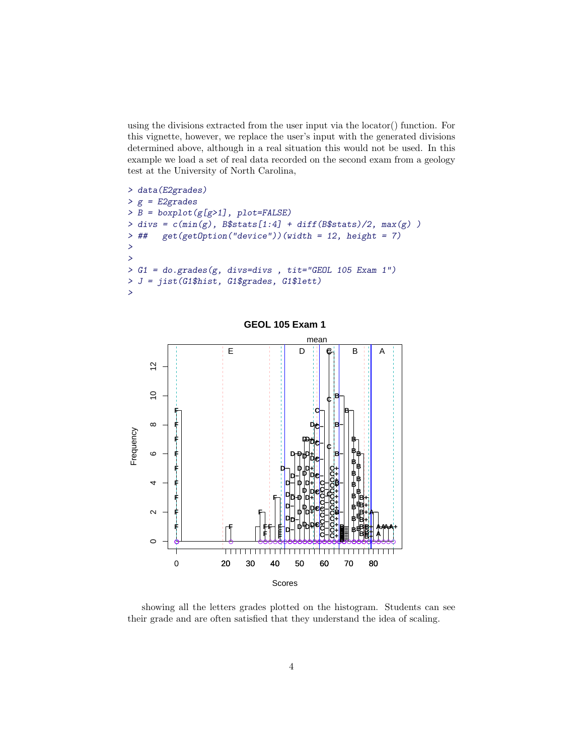using the divisions extracted from the user input via the locator() function. For this vignette, however, we replace the user's input with the generated divisions determined above, although in a real situation this would not be used. In this example we load a set of real data recorded on the second exam from a geology test at the University of North Carolina,

```
> data(E2grades)
> g = E2grades
> B = boxplot(g[g>1], plot=FALSE)
> divs = c(min(g), B$stats[1:4] + diff(B$stats)/2, max(g) )
> ##   get(getOption("device"))(width = 12, height = 7)
>
>
> G1 = do.grades(g, divs=divs , tit="GEOL 105 Exam 1")
> J = jist(G1$hist, G1$grades, G1$lett)
>
```

showing all the letters grades plotted on the histogram. Students can see their grade and are often satisfied that they understand the idea of scaling.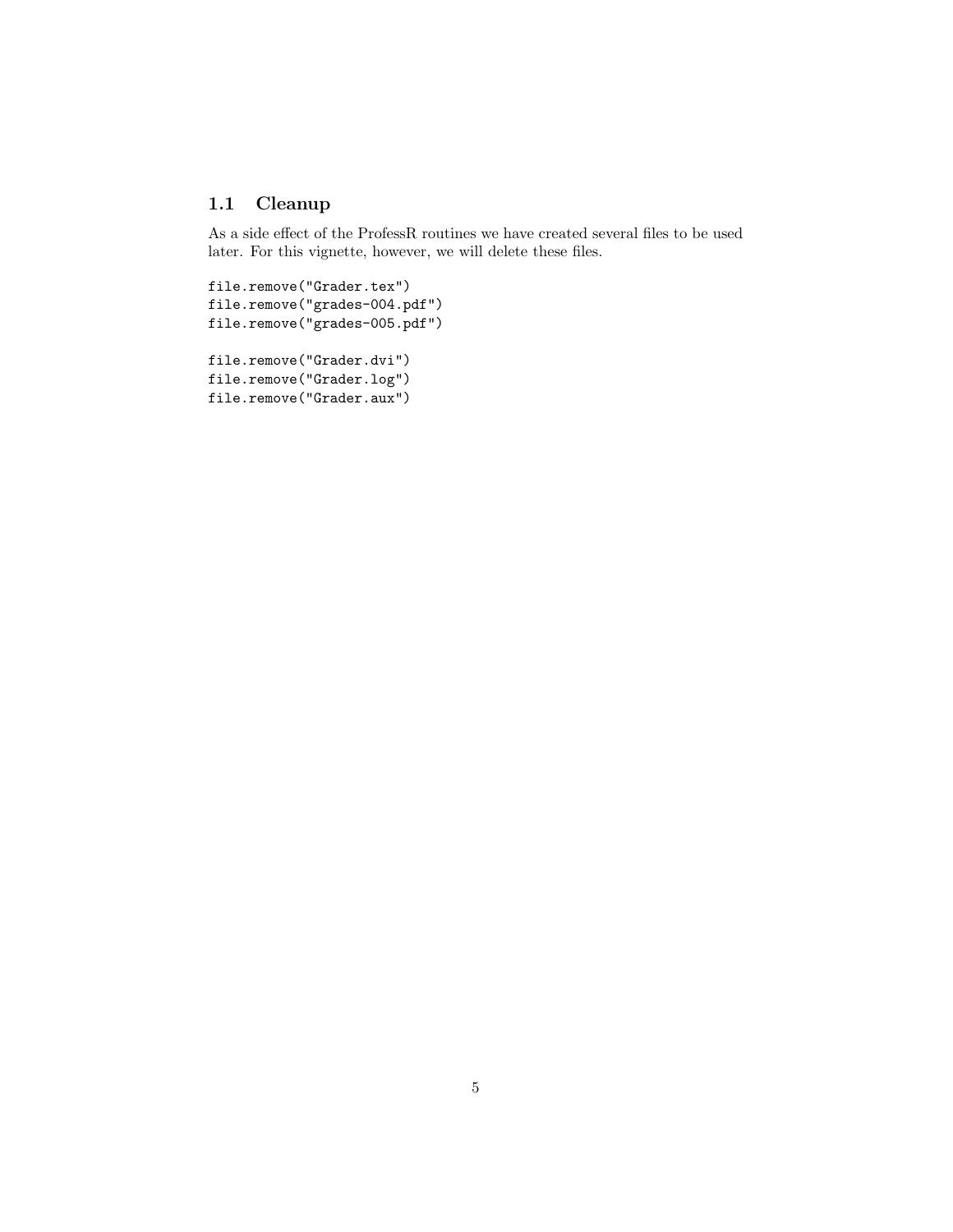## 1.1 Cleanup

As a side effect of the ProfessR routines we have created several files to be used later. For this vignette, however, we will delete these files.

```
file.remove("Grader.tex")
file.remove("grades-004.pdf")
file.remove("grades-005.pdf")

file.remove("Grader.dvi")
file.remove("Grader.log")
file.remove("Grader.aux")
```